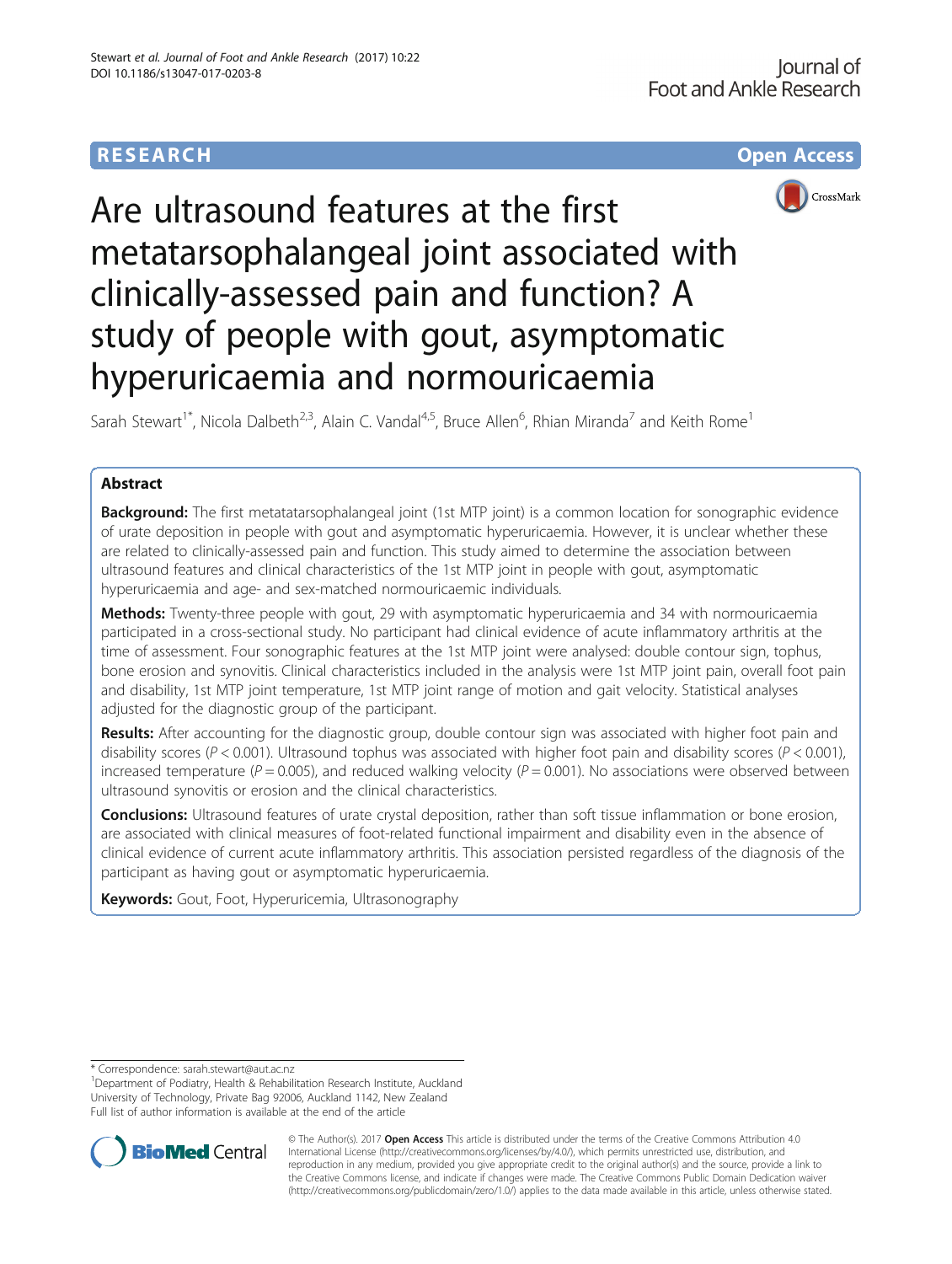RESEARCH Open Access

# Are ultrasound features at the first metatarsophalangeal joint associated with clinically-assessed pain and function? A study of people with gout, asymptomatic hyperuricaemia and normouricaemia

Sarah Stewart[1*], Nicola Dalbeth[2,3], Alain C. Vandal[4,5], Bruce Allen[6], Rhian Miranda[7] and Keith Rome[1]

## Abstract

**Background:** The first metatatarsophalangeal joint (1st MTP joint) is a common location for sonographic evidence of urate deposition in people with gout and asymptomatic hyperuricaemia. However, it is unclear whether these are related to clinically-assessed pain and function. This study aimed to determine the association between ultrasound features and clinical characteristics of the 1st MTP joint in people with gout, asymptomatic hyperuricaemia and age- and sex-matched normouricaemic individuals.

**Methods:** Twenty-three people with gout, 29 with asymptomatic hyperuricaemia and 34 with normouricaemia participated in a cross-sectional study. No participant had clinical evidence of acute inflammatory arthritis at the time of assessment. Four sonographic features at the 1st MTP joint were analysed: double contour sign, tophus, bone erosion and synovitis. Clinical characteristics included in the analysis were 1st MTP joint pain, overall foot pain and disability, 1st MTP joint temperature, 1st MTP joint range of motion and gait velocity. Statistical analyses adjusted for the diagnostic group of the participant.

**Results:** After accounting for the diagnostic group, double contour sign was associated with higher foot pain and disability scores ($P < 0.001$). Ultrasound tophus was associated with higher foot pain and disability scores ($P < 0.001$), increased temperature ($P = 0.005$), and reduced walking velocity ($P = 0.001$). No associations were observed between ultrasound synovitis or erosion and the clinical characteristics.

**Conclusions:** Ultrasound features of urate crystal deposition, rather than soft tissue inflammation or bone erosion, are associated with clinical measures of foot-related functional impairment and disability even in the absence of clinical evidence of current acute inflammatory arthritis. This association persisted regardless of the diagnosis of the participant as having gout or asymptomatic hyperuricaemia.

**Keywords:** Gout, Foot, Hyperuricemia, Ultrasonography

---

* Correspondence: sarah.stewart@aut.ac.nz
[1]Department of Podiatry, Health & Rehabilitation Research Institute, Auckland University of Technology, Private Bag 92006, Auckland 1142, New Zealand
Full list of author information is available at the end of the article

© The Author(s). 2017 **Open Access** This article is distributed under the terms of the Creative Commons Attribution 4.0 International License (http://creativecommons.org/licenses/by/4.0/), which permits unrestricted use, distribution, and reproduction in any medium, provided you give appropriate credit to the original author(s) and the source, provide a link to the Creative Commons license, and indicate if changes were made. The Creative Commons Public Domain Dedication waiver (http://creativecommons.org/publicdomain/zero/1.0/) applies to the data made available in this article, unless otherwise stated.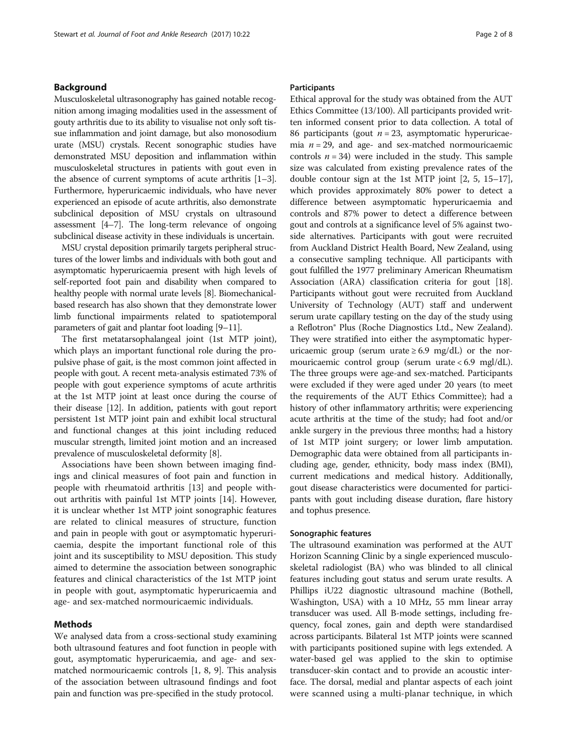## Background

Musculoskeletal ultrasonography has gained notable recognition among imaging modalities used in the assessment of gouty arthritis due to its ability to visualise not only soft tissue inflammation and joint damage, but also monosodium urate (MSU) crystals. Recent sonographic studies have demonstrated MSU deposition and inflammation within musculoskeletal structures in patients with gout even in the absence of current symptoms of acute arthritis [1–3]. Furthermore, hyperuricaemic individuals, who have never experienced an episode of acute arthritis, also demonstrate subclinical deposition of MSU crystals on ultrasound assessment [4–7]. The long-term relevance of ongoing subclinical disease activity in these individuals is uncertain.

MSU crystal deposition primarily targets peripheral structures of the lower limbs and individuals with both gout and asymptomatic hyperuricaemia present with high levels of self-reported foot pain and disability when compared to healthy people with normal urate levels [8]. Biomechanical-based research has also shown that they demonstrate lower limb functional impairments related to spatiotemporal parameters of gait and plantar foot loading [9–11].

The first metatarsophalangeal joint (1st MTP joint), which plays an important functional role during the propulsive phase of gait, is the most common joint affected in people with gout. A recent meta-analysis estimated 73% of people with gout experience symptoms of acute arthritis at the 1st MTP joint at least once during the course of their disease [12]. In addition, patients with gout report persistent 1st MTP joint pain and exhibit local structural and functional changes at this joint including reduced muscular strength, limited joint motion and an increased prevalence of musculoskeletal deformity [8].

Associations have been shown between imaging findings and clinical measures of foot pain and function in people with rheumatoid arthritis [13] and people without arthritis with painful 1st MTP joints [14]. However, it is unclear whether 1st MTP joint sonographic features are related to clinical measures of structure, function and pain in people with gout or asymptomatic hyperuricaemia, despite the important functional role of this joint and its susceptibility to MSU deposition. This study aimed to determine the association between sonographic features and clinical characteristics of the 1st MTP joint in people with gout, asymptomatic hyperuricaemia and age- and sex-matched normouricaemic individuals.

## Methods

We analysed data from a cross-sectional study examining both ultrasound features and foot function in people with gout, asymptomatic hyperuricaemia, and age- and sex-matched normouricaemic controls [1, 8, 9]. This analysis of the association between ultrasound findings and foot pain and function was pre-specified in the study protocol.

### Participants

Ethical approval for the study was obtained from the AUT Ethics Committee (13/100). All participants provided written informed consent prior to data collection. A total of 86 participants (gout $n = 23$, asymptomatic hyperuricaemia $n = 29$, and age- and sex-matched normouricaemic controls $n = 34$) were included in the study. This sample size was calculated from existing prevalence rates of the double contour sign at the 1st MTP joint [2, 5, 15–17], which provides approximately 80% power to detect a difference between asymptomatic hyperuricaemia and controls and 87% power to detect a difference between gout and controls at a significance level of 5% against two-side alternatives. Participants with gout were recruited from Auckland District Health Board, New Zealand, using a consecutive sampling technique. All participants with gout fulfilled the 1977 preliminary American Rheumatism Association (ARA) classification criteria for gout [18]. Participants without gout were recruited from Auckland University of Technology (AUT) staff and underwent serum urate capillary testing on the day of the study using a Reflotron® Plus (Roche Diagnostics Ltd., New Zealand). They were stratified into either the asymptomatic hyperuricaemic group (serum urate ≥ 6.9 mg/dL) or the normouricaemic control group (serum urate < 6.9 mgl/dL). The three groups were age-and sex-matched. Participants were excluded if they were aged under 20 years (to meet the requirements of the AUT Ethics Committee); had a history of other inflammatory arthritis; were experiencing acute arthritis at the time of the study; had foot and/or ankle surgery in the previous three months; had a history of 1st MTP joint surgery; or lower limb amputation. Demographic data were obtained from all participants including age, gender, ethnicity, body mass index (BMI), current medications and medical history. Additionally, gout disease characteristics were documented for participants with gout including disease duration, flare history and tophus presence.

### Sonographic features

The ultrasound examination was performed at the AUT Horizon Scanning Clinic by a single experienced musculoskeletal radiologist (BA) who was blinded to all clinical features including gout status and serum urate results. A Phillips iU22 diagnostic ultrasound machine (Bothell, Washington, USA) with a 10 MHz, 55 mm linear array transducer was used. All B-mode settings, including frequency, focal zones, gain and depth were standardised across participants. Bilateral 1st MTP joints were scanned with participants positioned supine with legs extended. A water-based gel was applied to the skin to optimise transducer-skin contact and to provide an acoustic interface. The dorsal, medial and plantar aspects of each joint were scanned using a multi-planar technique, in which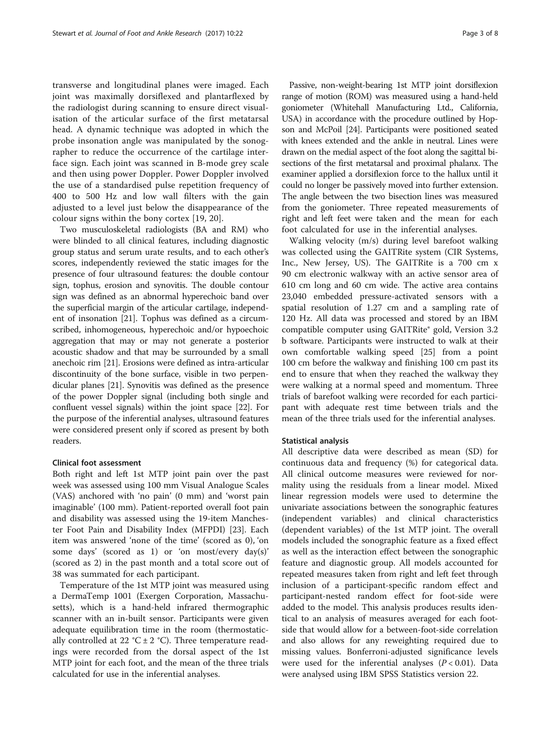transverse and longitudinal planes were imaged. Each joint was maximally dorsiflexed and plantarflexed by the radiologist during scanning to ensure direct visualisation of the articular surface of the first metatarsal head. A dynamic technique was adopted in which the probe insonation angle was manipulated by the sonographer to reduce the occurrence of the cartilage interface sign. Each joint was scanned in B-mode grey scale and then using power Doppler. Power Doppler involved the use of a standardised pulse repetition frequency of 400 to 500 Hz and low wall filters with the gain adjusted to a level just below the disappearance of the colour signs within the bony cortex [19, 20].

Two musculoskeletal radiologists (BA and RM) who were blinded to all clinical features, including diagnostic group status and serum urate results, and to each other's scores, independently reviewed the static images for the presence of four ultrasound features: the double contour sign, tophus, erosion and synovitis. The double contour sign was defined as an abnormal hyperechoic band over the superficial margin of the articular cartilage, independent of insonation [21]. Tophus was defined as a circumscribed, inhomogeneous, hyperechoic and/or hypoechoic aggregation that may or may not generate a posterior acoustic shadow and that may be surrounded by a small anechoic rim [21]. Erosions were defined as intra-articular discontinuity of the bone surface, visible in two perpendicular planes [21]. Synovitis was defined as the presence of the power Doppler signal (including both single and confluent vessel signals) within the joint space [22]. For the purpose of the inferential analyses, ultrasound features were considered present only if scored as present by both readers.

### Clinical foot assessment

Both right and left 1st MTP joint pain over the past week was assessed using 100 mm Visual Analogue Scales (VAS) anchored with 'no pain' (0 mm) and 'worst pain imaginable' (100 mm). Patient-reported overall foot pain and disability was assessed using the 19-item Manchester Foot Pain and Disability Index (MFPDI) [23]. Each item was answered 'none of the time' (scored as 0), 'on some days' (scored as 1) or 'on most/every day(s)' (scored as 2) in the past month and a total score out of 38 was summated for each participant.

Temperature of the 1st MTP joint was measured using a DermaTemp 1001 (Exergen Corporation, Massachusetts), which is a hand-held infrared thermographic scanner with an in-built sensor. Participants were given adequate equilibration time in the room (thermostatically controlled at 22 °C ± 2 °C). Three temperature readings were recorded from the dorsal aspect of the 1st MTP joint for each foot, and the mean of the three trials calculated for use in the inferential analyses.

Passive, non-weight-bearing 1st MTP joint dorsiflexion range of motion (ROM) was measured using a hand-held goniometer (Whitehall Manufacturing Ltd., California, USA) in accordance with the procedure outlined by Hopson and McPoil [24]. Participants were positioned seated with knees extended and the ankle in neutral. Lines were drawn on the medial aspect of the foot along the sagittal bisections of the first metatarsal and proximal phalanx. The examiner applied a dorsiflexion force to the hallux until it could no longer be passively moved into further extension. The angle between the two bisection lines was measured from the goniometer. Three repeated measurements of right and left feet were taken and the mean for each foot calculated for use in the inferential analyses.

Walking velocity (m/s) during level barefoot walking was collected using the GAITRite system (CIR Systems, Inc., New Jersey, US). The GAITRite is a 700 cm x 90 cm electronic walkway with an active sensor area of 610 cm long and 60 cm wide. The active area contains 23,040 embedded pressure-activated sensors with a spatial resolution of 1.27 cm and a sampling rate of 120 Hz. All data was processed and stored by an IBM compatible computer using GAITRite® gold, Version 3.2 b software. Participants were instructed to walk at their own comfortable walking speed [25] from a point 100 cm before the walkway and finishing 100 cm past its end to ensure that when they reached the walkway they were walking at a normal speed and momentum. Three trials of barefoot walking were recorded for each participant with adequate rest time between trials and the mean of the three trials used for the inferential analyses.

### Statistical analysis

All descriptive data were described as mean (SD) for continuous data and frequency (%) for categorical data. All clinical outcome measures were reviewed for normality using the residuals from a linear model. Mixed linear regression models were used to determine the univariate associations between the sonographic features (independent variables) and clinical characteristics (dependent variables) of the 1st MTP joint. The overall models included the sonographic feature as a fixed effect as well as the interaction effect between the sonographic feature and diagnostic group. All models accounted for repeated measures taken from right and left feet through inclusion of a participant-specific random effect and participant-nested random effect for foot-side were added to the model. This analysis produces results identical to an analysis of measures averaged for each foot-side that would allow for a between-foot-side correlation and also allows for any reweighting required due to missing values. Bonferroni-adjusted significance levels were used for the inferential analyses ($P < 0.01$). Data were analysed using IBM SPSS Statistics version 22.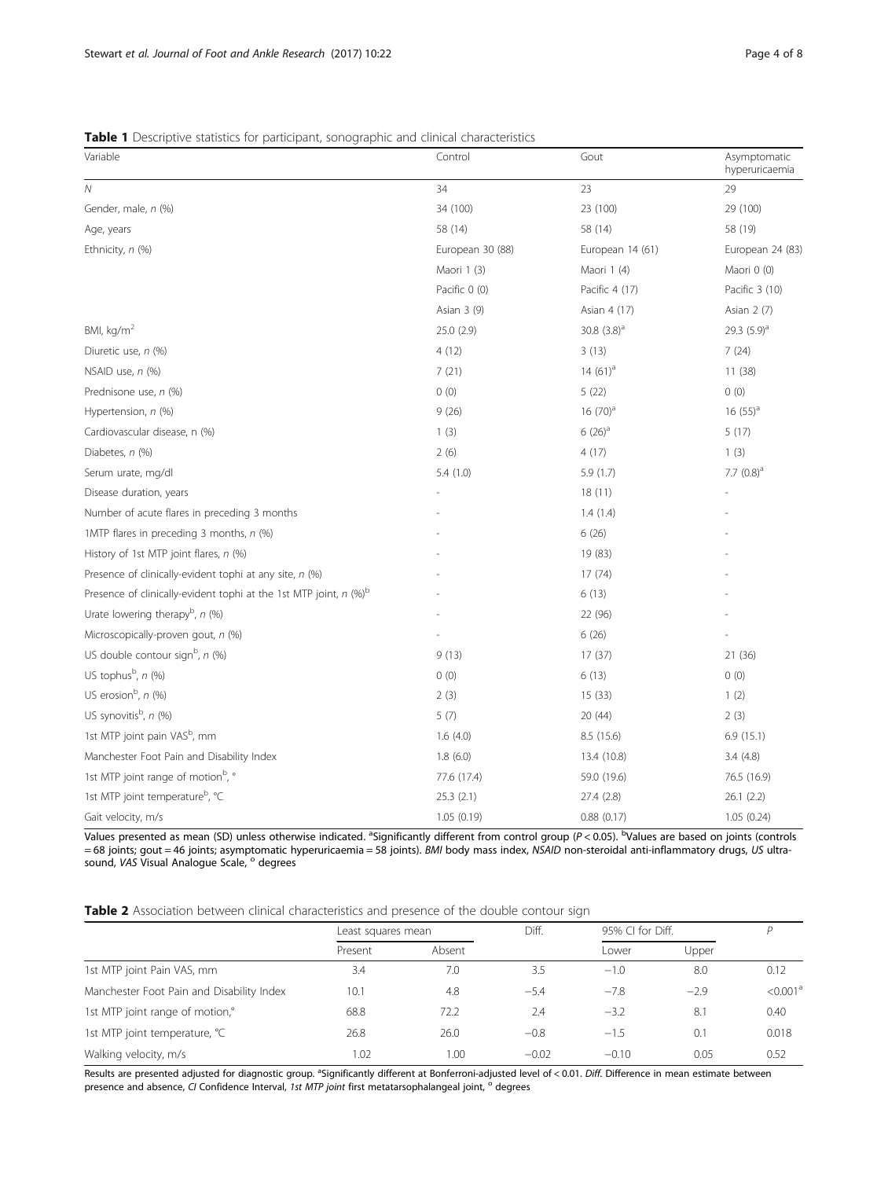**Table 1** Descriptive statistics for participant, sonographic and clinical characteristics

| Variable | Control | Gout | Asymptomatic hyperuricaemia |
|---|---|---|---|
| *N* | 34 | 23 | 29 |
| Gender, male, *n* (%) | 34 (100) | 23 (100) | 29 (100) |
| Age, years | 58 (14) | 58 (14) | 58 (19) |
| Ethnicity, *n* (%) | European 30 (88) | European 14 (61) | European 24 (83) |
| | Maori 1 (3) | Maori 1 (4) | Maori 0 (0) |
| | Pacific 0 (0) | Pacific 4 (17) | Pacific 3 (10) |
| | Asian 3 (9) | Asian 4 (17) | Asian 2 (7) |
| BMI, kg/m$^2$ | 25.0 (2.9) | 30.8 (3.8)[a] | 29.3 (5.9)[a] |
| Diuretic use, *n* (%) | 4 (12) | 3 (13) | 7 (24) |
| NSAID use, *n* (%) | 7 (21) | 14 (61)[a] | 11 (38) |
| Prednisone use, *n* (%) | 0 (0) | 5 (22) | 0 (0) |
| Hypertension, *n* (%) | 9 (26) | 16 (70)[a] | 16 (55)[a] |
| Cardiovascular disease, n (%) | 1 (3) | 6 (26)[a] | 5 (17) |
| Diabetes, *n* (%) | 2 (6) | 4 (17) | 1 (3) |
| Serum urate, mg/dl | 5.4 (1.0) | 5.9 (1.7) | 7.7 (0.8)[a] |
| Disease duration, years | - | 18 (11) | - |
| Number of acute flares in preceding 3 months | - | 1.4 (1.4) | - |
| 1MTP flares in preceding 3 months, *n* (%) | - | 6 (26) | - |
| History of 1st MTP joint flares, *n* (%) | - | 19 (83) | - |
| Presence of clinically-evident tophi at any site, *n* (%) | - | 17 (74) | - |
| Presence of clinically-evident tophi at the 1st MTP joint, *n* (%)[b] | - | 6 (13) | - |
| Urate lowering therapy[b], *n* (%) | - | 22 (96) | - |
| Microscopically-proven gout, *n* (%) | - | 6 (26) | - |
| US double contour sign[b], *n* (%) | 9 (13) | 17 (37) | 21 (36) |
| US tophus[b], *n* (%) | 0 (0) | 6 (13) | 0 (0) |
| US erosion[b], *n* (%) | 2 (3) | 15 (33) | 1 (2) |
| US synovitis[b], *n* (%) | 5 (7) | 20 (44) | 2 (3) |
| 1st MTP joint pain VAS[b], mm | 1.6 (4.0) | 8.5 (15.6) | 6.9 (15.1) |
| Manchester Foot Pain and Disability Index | 1.8 (6.0) | 13.4 (10.8) | 3.4 (4.8) |
| 1st MTP joint range of motion[b], ° | 77.6 (17.4) | 59.0 (19.6) | 76.5 (16.9) |
| 1st MTP joint temperature[b], °C | 25.3 (2.1) | 27.4 (2.8) | 26.1 (2.2) |
| Gait velocity, m/s | 1.05 (0.19) | 0.88 (0.17) | 1.05 (0.24) |

Values presented as mean (SD) unless otherwise indicated. [a]Significantly different from control group ($P < 0.05$). [b]Values are based on joints (controls = 68 joints; gout = 46 joints; asymptomatic hyperuricaemia = 58 joints). *BMI* body mass index, *NSAID* non-steroidal anti-inflammatory drugs, *US* ultrasound, *VAS* Visual Analogue Scale, ° degrees

**Table 2** Association between clinical characteristics and presence of the double contour sign

| | Least squares mean | | Diff. | 95% CI for Diff. | | *P* |
|---|---|---|---|---|---|---|
| | Present | Absent | | Lower | Upper | |
| 1st MTP joint Pain VAS, mm | 3.4 | 7.0 | 3.5 | −1.0 | 8.0 | 0.12 |
| Manchester Foot Pain and Disability Index | 10.1 | 4.8 | −5.4 | −7.8 | −2.9 | <0.001[a] |
| 1st MTP joint range of motion,° | 68.8 | 72.2 | 2.4 | −3.2 | 8.1 | 0.40 |
| 1st MTP joint temperature, °C | 26.8 | 26.0 | −0.8 | −1.5 | 0.1 | 0.018 |
| Walking velocity, m/s | 1.02 | 1.00 | −0.02 | −0.10 | 0.05 | 0.52 |

Results are presented adjusted for diagnostic group. [a]Significantly different at Bonferroni-adjusted level of < 0.01. *Diff.* Difference in mean estimate between presence and absence, *CI* Confidence Interval, *1st MTP joint* first metatarsophalangeal joint, ° degrees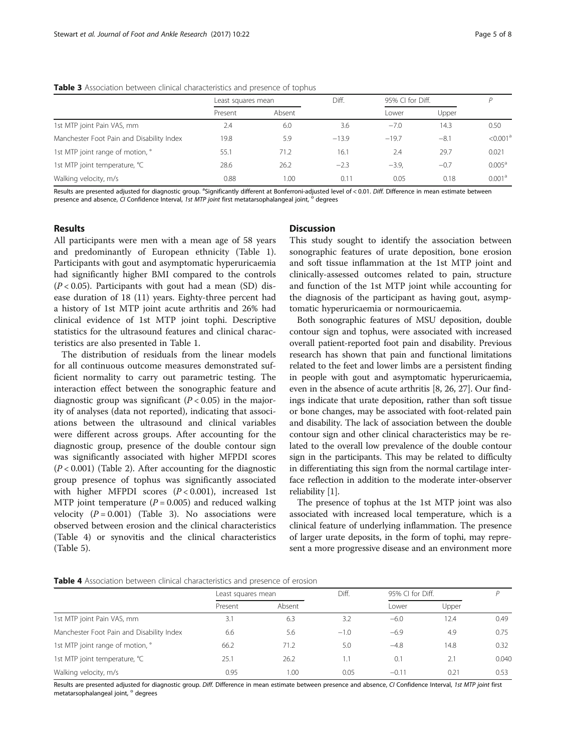**Table 3** Association between clinical characteristics and presence of tophus

| | Least squares mean | | Diff. | 95% CI for Diff. | | *P* |
|---|---|---|---|---|---|---|
| | Present | Absent | | Lower | Upper | |
| 1st MTP joint Pain VAS, mm | 2.4 | 6.0 | 3.6 | −7.0 | 14.3 | 0.50 |
| Manchester Foot Pain and Disability Index | 19.8 | 5.9 | −13.9 | −19.7 | −8.1 | <0.001[a] |
| 1st MTP joint range of motion, ° | 55.1 | 71.2 | 16.1 | 2.4 | 29.7 | 0.021 |
| 1st MTP joint temperature, °C | 28.6 | 26.2 | −2.3 | −3.9, | −0.7 | 0.005[a] |
| Walking velocity, m/s | 0.88 | 1.00 | 0.11 | 0.05 | 0.18 | 0.001[a] |

Results are presented adjusted for diagnostic group. [a]Significantly different at Bonferroni-adjusted level of < 0.01. *Diff.* Difference in mean estimate between presence and absence, *CI* Confidence Interval, *1st MTP joint* first metatarsophalangeal joint, ° degrees

## Results

All participants were men with a mean age of 58 years and predominantly of European ethnicity (Table 1). Participants with gout and asymptomatic hyperuricaemia had significantly higher BMI compared to the controls ($P < 0.05$). Participants with gout had a mean (SD) disease duration of 18 (11) years. Eighty-three percent had a history of 1st MTP joint acute arthritis and 26% had clinical evidence of 1st MTP joint tophi. Descriptive statistics for the ultrasound features and clinical characteristics are also presented in Table 1.

The distribution of residuals from the linear models for all continuous outcome measures demonstrated sufficient normality to carry out parametric testing. The interaction effect between the sonographic feature and diagnostic group was significant ($P < 0.05$) in the majority of analyses (data not reported), indicating that associations between the ultrasound and clinical variables were different across groups. After accounting for the diagnostic group, presence of the double contour sign was significantly associated with higher MFPDI scores ($P < 0.001$) (Table 2). After accounting for the diagnostic group presence of tophus was significantly associated with higher MFPDI scores ($P < 0.001$), increased 1st MTP joint temperature ($P = 0.005$) and reduced walking velocity ($P = 0.001$) (Table 3). No associations were observed between erosion and the clinical characteristics (Table 4) or synovitis and the clinical characteristics (Table 5).

## Discussion

This study sought to identify the association between sonographic features of urate deposition, bone erosion and soft tissue inflammation at the 1st MTP joint and clinically-assessed outcomes related to pain, structure and function of the 1st MTP joint while accounting for the diagnosis of the participant as having gout, asymptomatic hyperuricaemia or normouricaemia.

Both sonographic features of MSU deposition, double contour sign and tophus, were associated with increased overall patient-reported foot pain and disability. Previous research has shown that pain and functional limitations related to the feet and lower limbs are a persistent finding in people with gout and asymptomatic hyperuricaemia, even in the absence of acute arthritis [8, 26, 27]. Our findings indicate that urate deposition, rather than soft tissue or bone changes, may be associated with foot-related pain and disability. The lack of association between the double contour sign and other clinical characteristics may be related to the overall low prevalence of the double contour sign in the participants. This may be related to difficulty in differentiating this sign from the normal cartilage interface reflection in addition to the moderate inter-observer reliability [1].

The presence of tophus at the 1st MTP joint was also associated with increased local temperature, which is a clinical feature of underlying inflammation. The presence of larger urate deposits, in the form of tophi, may represent a more progressive disease and an environment more

**Table 4** Association between clinical characteristics and presence of erosion

| | Least squares mean | | Diff. | 95% CI for Diff. | | *P* |
|---|---|---|---|---|---|---|
| | Present | Absent | | Lower | Upper | |
| 1st MTP joint Pain VAS, mm | 3.1 | 6.3 | 3.2 | −6.0 | 12.4 | 0.49 |
| Manchester Foot Pain and Disability Index | 6.6 | 5.6 | −1.0 | −6.9 | 4.9 | 0.75 |
| 1st MTP joint range of motion, ° | 66.2 | 71.2 | 5.0 | −4.8 | 14.8 | 0.32 |
| 1st MTP joint temperature, °C | 25.1 | 26.2 | 1.1 | 0.1 | 2.1 | 0.040 |
| Walking velocity, m/s | 0.95 | 1.00 | 0.05 | −0.11 | 0.21 | 0.53 |

Results are presented adjusted for diagnostic group. *Diff.* Difference in mean estimate between presence and absence, *CI* Confidence Interval, *1st MTP joint* first metatarsophalangeal joint, ° degrees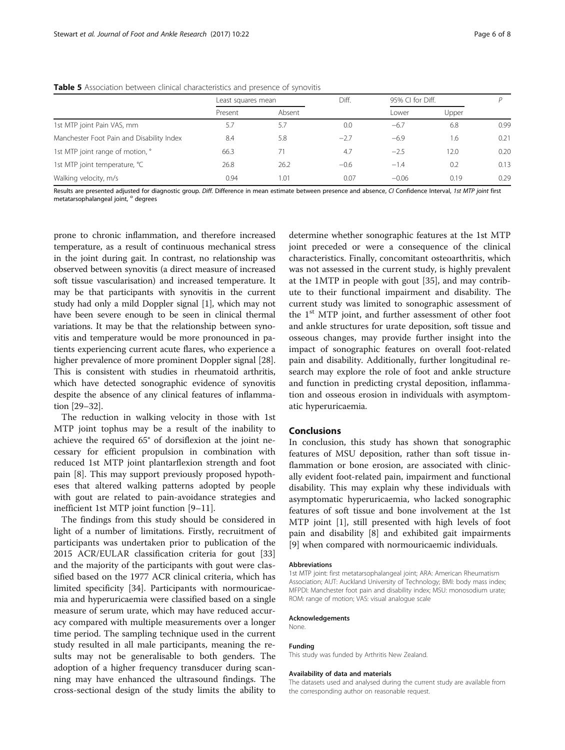**Table 5** Association between clinical characteristics and presence of synovitis

| | Least squares mean | | Diff. | 95% CI for Diff. | | P |
|---|---|---|---|---|---|---|
| | Present | Absent | | Lower | Upper | |
| 1st MTP joint Pain VAS, mm | 5.7 | 5.7 | 0.0 | −6.7 | 6.8 | 0.99 |
| Manchester Foot Pain and Disability Index | 8.4 | 5.8 | −2.7 | −6.9 | 1.6 | 0.21 |
| 1st MTP joint range of motion, ° | 66.3 | 71 | 4.7 | −2.5 | 12.0 | 0.20 |
| 1st MTP joint temperature, °C | 26.8 | 26.2 | −0.6 | −1.4 | 0.2 | 0.13 |
| Walking velocity, m/s | 0.94 | 1.01 | 0.07 | −0.06 | 0.19 | 0.29 |

Results are presented adjusted for diagnostic group. *Diff.* Difference in mean estimate between presence and absence, *CI* Confidence Interval, *1st MTP joint* first metatarsophalangeal joint, ° degrees

prone to chronic inflammation, and therefore increased temperature, as a result of continuous mechanical stress in the joint during gait. In contrast, no relationship was observed between synovitis (a direct measure of increased soft tissue vascularisation) and increased temperature. It may be that participants with synovitis in the current study had only a mild Doppler signal [1], which may not have been severe enough to be seen in clinical thermal variations. It may be that the relationship between synovitis and temperature would be more pronounced in patients experiencing current acute flares, who experience a higher prevalence of more prominent Doppler signal [28]. This is consistent with studies in rheumatoid arthritis, which have detected sonographic evidence of synovitis despite the absence of any clinical features of inflammation [29–32].

The reduction in walking velocity in those with 1st MTP joint tophus may be a result of the inability to achieve the required 65° of dorsiflexion at the joint necessary for efficient propulsion in combination with reduced 1st MTP joint plantarflexion strength and foot pain [8]. This may support previously proposed hypotheses that altered walking patterns adopted by people with gout are related to pain-avoidance strategies and inefficient 1st MTP joint function [9–11].

The findings from this study should be considered in light of a number of limitations. Firstly, recruitment of participants was undertaken prior to publication of the 2015 ACR/EULAR classification criteria for gout [33] and the majority of the participants with gout were classified based on the 1977 ACR clinical criteria, which has limited specificity [34]. Participants with normouricaemia and hyperuricaemia were classified based on a single measure of serum urate, which may have reduced accuracy compared with multiple measurements over a longer time period. The sampling technique used in the current study resulted in all male participants, meaning the results may not be generalisable to both genders. The adoption of a higher frequency transducer during scanning may have enhanced the ultrasound findings. The cross-sectional design of the study limits the ability to determine whether sonographic features at the 1st MTP joint preceded or were a consequence of the clinical characteristics. Finally, concomitant osteoarthritis, which was not assessed in the current study, is highly prevalent at the 1MTP in people with gout [35], and may contribute to their functional impairment and disability. The current study was limited to sonographic assessment of the 1st MTP joint, and further assessment of other foot and ankle structures for urate deposition, soft tissue and osseous changes, may provide further insight into the impact of sonographic features on overall foot-related pain and disability. Additionally, further longitudinal research may explore the role of foot and ankle structure and function in predicting crystal deposition, inflammation and osseous erosion in individuals with asymptomatic hyperuricaemia.

## Conclusions

In conclusion, this study has shown that sonographic features of MSU deposition, rather than soft tissue inflammation or bone erosion, are associated with clinically evident foot-related pain, impairment and functional disability. This may explain why these individuals with asymptomatic hyperuricaemia, who lacked sonographic features of soft tissue and bone involvement at the 1st MTP joint [1], still presented with high levels of foot pain and disability [8] and exhibited gait impairments [9] when compared with normouricaemic individuals.

#### Abbreviations

1st MTP joint: first metatarsophalangeal joint; ARA: American Rheumatism Association; AUT: Auckland University of Technology; BMI: body mass index; MFPDI: Manchester foot pain and disability index; MSU: monosodium urate; ROM: range of motion; VAS: visual analogue scale

#### Acknowledgements

None.

#### Funding

This study was funded by Arthritis New Zealand.

#### Availability of data and materials

The datasets used and analysed during the current study are available from the corresponding author on reasonable request.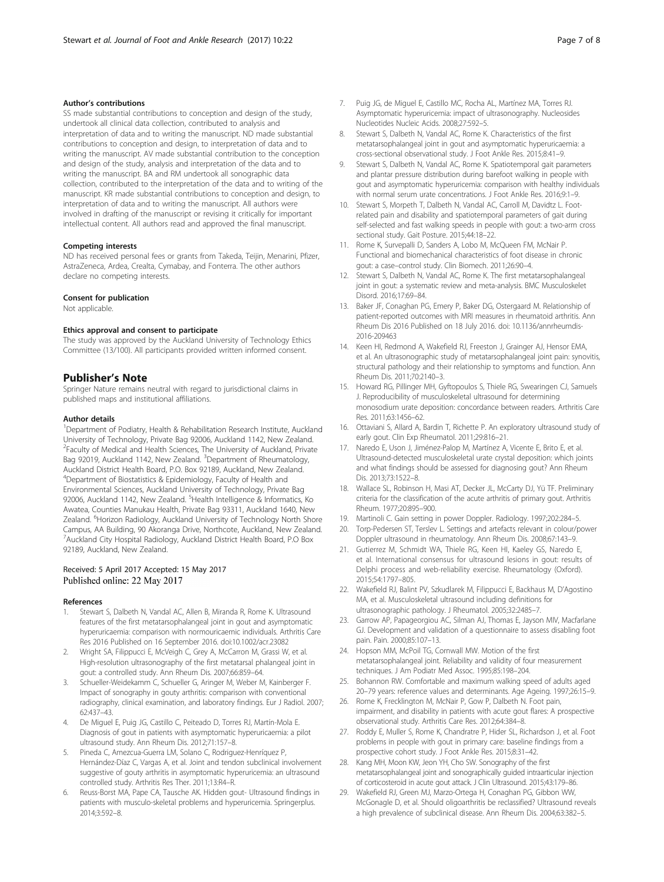#### Author's contributions

SS made substantial contributions to conception and design of the study, undertook all clinical data collection, contributed to analysis and interpretation of data and to writing the manuscript. ND made substantial contributions to conception and design, to interpretation of data and to writing the manuscript. AV made substantial contribution to the conception and design of the study, analysis and interpretation of the data and to writing the manuscript. BA and RM undertook all sonographic data collection, contributed to the interpretation of the data and to writing of the manuscript. KR made substantial contributions to conception and design, to interpretation of data and to writing the manuscript. All authors were involved in drafting of the manuscript or revising it critically for important intellectual content. All authors read and approved the final manuscript.

#### Competing interests

ND has received personal fees or grants from Takeda, Teijin, Menarini, Pfizer, AstraZeneca, Ardea, Crealta, Cymabay, and Fonterra. The other authors declare no competing interests.

#### Consent for publication

Not applicable.

#### Ethics approval and consent to participate

The study was approved by the Auckland University of Technology Ethics Committee (13/100). All participants provided written informed consent.

## Publisher's Note

Springer Nature remains neutral with regard to jurisdictional claims in published maps and institutional affiliations.

#### Author details

[1]Department of Podiatry, Health & Rehabilitation Research Institute, Auckland University of Technology, Private Bag 92006, Auckland 1142, New Zealand. [2]Faculty of Medical and Health Sciences, The University of Auckland, Private Bag 92019, Auckland 1142, New Zealand. [3]Department of Rheumatology, Auckland District Health Board, P.O. Box 92189, Auckland, New Zealand. [4]Department of Biostatistics & Epidemiology, Faculty of Health and Environmental Sciences, Auckland University of Technology, Private Bag 92006, Auckland 1142, New Zealand. [5]Health Intelligence & Informatics, Ko Awatea, Counties Manukau Health, Private Bag 93311, Auckland 1640, New Zealand. [6]Horizon Radiology, Auckland University of Technology North Shore Campus, AA Building, 90 Akoranga Drive, Northcote, Auckland, New Zealand. [7]Auckland City Hospital Radiology, Auckland District Health Board, P.O Box 92189, Auckland, New Zealand.

Received: 5 April 2017 Accepted: 15 May 2017
Published online: 22 May 2017

#### References

1. Stewart S, Dalbeth N, Vandal AC, Allen B, Miranda R, Rome K. Ultrasound features of the first metatarsophalangeal joint in gout and asymptomatic hyperuricemia: comparison with normouricaemic individuals. Arthritis Care Res 2016 Published on 16 September 2016. doi:10.1002/acr.23082
2. Wright SA, Filippucci E, McVeigh C, Grey A, McCarron M, Grassi W, et al. High-resolution ultrasonography of the first metatarsal phalangeal joint in gout: a controlled study. Ann Rheum Dis. 2007;66:859–64.
3. Schueller-Weidekamm C, Schueller G, Aringer M, Weber M, Kainberger F. Impact of sonography in gouty arthritis: comparison with conventional radiography, clinical examination, and laboratory findings. Eur J Radiol. 2007; 62:437–43.
4. De Miguel E, Puig JG, Castillo C, Peiteado D, Torres RJ, Martín-Mola E. Diagnosis of gout in patients with asymptomatic hyperuricaemia: a pilot ultrasound study. Ann Rheum Dis. 2012;71:157–8.
5. Pineda C, Amezcua-Guerra LM, Solano C, Rodriguez-Henríquez P, Hernández-Díaz C, Vargas A, et al. Joint and tendon subclinical involvement suggestive of gouty arthritis in asymptomatic hyperuricemia: an ultrasound controlled study. Arthritis Res Ther. 2011;13:R4–R.
6. Reuss-Borst MA, Pape CA, Tausche AK. Hidden gout- Ultrasound findings in patients with musculo-skeletal problems and hyperuricemia. Springerplus. 2014;3:592–8.
7. Puig JG, de Miguel E, Castillo MC, Rocha AL, Martínez MA, Torres RJ. Asymptomatic hyperuricemia: impact of ultrasonography. Nucleosides Nucleotides Nucleic Acids. 2008;27:592–5.
8. Stewart S, Dalbeth N, Vandal AC, Rome K. Characteristics of the first metatarsophalangeal joint in gout and asymptomatic hyperuricaemia: a cross-sectional observational study. J Foot Ankle Res. 2015;8:41–9.
9. Stewart S, Dalbeth N, Vandal AC, Rome K. Spatiotemporal gait parameters and plantar pressure distribution during barefoot walking in people with gout and asymptomatic hyperuricemia: comparison with healthy individuals with normal serum urate concentrations. J Foot Ankle Res. 2016;9:1–9.
10. Stewart S, Morpeth T, Dalbeth N, Vandal AC, Carroll M, Davidtz L. Foot-related pain and disability and spatiotemporal parameters of gait during self-selected and fast walking speeds in people with gout: a two-arm cross sectional study. Gait Posture. 2015;44:18–22.
11. Rome K, Survepalli D, Sanders A, Lobo M, McQueen FM, McNair P. Functional and biomechanical characteristics of foot disease in chronic gout: a case–control study. Clin Biomech. 2011;26:90–4.
12. Stewart S, Dalbeth N, Vandal AC, Rome K. The first metatarsophalangeal joint in gout: a systematic review and meta-analysis. BMC Musculoskelet Disord. 2016;17:69–84.
13. Baker JF, Conaghan PG, Emery P, Baker DG, Ostergaard M. Relationship of patient-reported outcomes with MRI measures in rheumatoid arthritis. Ann Rheum Dis 2016 Published on 18 July 2016. doi: 10.1136/annrheumdis-2016-209463
14. Keen HI, Redmond A, Wakefield RJ, Freeston J, Grainger AJ, Hensor EMA, et al. An ultrasonographic study of metatarsophalangeal joint pain: synovitis, structural pathology and their relationship to symptoms and function. Ann Rheum Dis. 2011;70:2140–3.
15. Howard RG, Pillinger MH, Gyftopoulos S, Thiele RG, Swearingen CJ, Samuels J. Reproducibility of musculoskeletal ultrasound for determining monosodium urate deposition: concordance between readers. Arthritis Care Res. 2011;63:1456–62.
16. Ottaviani S, Allard A, Bardin T, Richette P. An exploratory ultrasound study of early gout. Clin Exp Rheumatol. 2011;29:816–21.
17. Naredo E, Uson J, Jiménez-Palop M, Martínez A, Vicente E, Brito E, et al. Ultrasound-detected musculoskeletal urate crystal deposition: which joints and what findings should be assessed for diagnosing gout? Ann Rheum Dis. 2013;73:1522–8.
18. Wallace SL, Robinson H, Masi AT, Decker JL, McCarty DJ, Yü TF. Preliminary criteria for the classification of the acute arthritis of primary gout. Arthritis Rheum. 1977;20:895–900.
19. Martinoli C. Gain setting in power Doppler. Radiology. 1997;202:284–5.
20. Torp-Pedersen ST, Terslev L. Settings and artefacts relevant in colour/power Doppler ultrasound in rheumatology. Ann Rheum Dis. 2008;67:143–9.
21. Gutierrez M, Schmidt WA, Thiele RG, Keen HI, Kaeley GS, Naredo E, et al. International consensus for ultrasound lesions in gout: results of Delphi process and web-reliability exercise. Rheumatology (Oxford). 2015;54:1797–805.
22. Wakefield RJ, Balint PV, Szkudlarek M, Filippucci E, Backhaus M, D'Agostino MA, et al. Musculoskeletal ultrasound including definitions for ultrasonographic pathology. J Rheumatol. 2005;32:2485–7.
23. Garrow AP, Papageorgiou AC, Silman AJ, Thomas E, Jayson MIV, Macfarlane GJ. Development and validation of a questionnaire to assess disabling foot pain. Pain. 2000;85:107–13.
24. Hopson MM, McPoil TG, Cornwall MW. Motion of the first metatarsophalangeal joint. Reliability and validity of four measurement techniques. J Am Podiatr Med Assoc. 1995;85:198–204.
25. Bohannon RW. Comfortable and maximum walking speed of adults aged 20–79 years: reference values and determinants. Age Ageing. 1997;26:15–9.
26. Rome K, Frecklington M, McNair P, Gow P, Dalbeth N. Foot pain, impairment, and disability in patients with acute gout flares: A prospective observational study. Arthritis Care Res. 2012;64:384–8.
27. Roddy E, Muller S, Rome K, Chandratre P, Hider SL, Richardson J, et al. Foot problems in people with gout in primary care: baseline findings from a prospective cohort study. J Foot Ankle Res. 2015;8:31–42.
28. Kang MH, Moon KW, Jeon YH, Cho SW. Sonography of the first metatarsophalangeal joint and sonographically guided intraarticular injection of corticosteroid in acute gout attack. J Clin Ultrasound. 2015;43:179–86.
29. Wakefield RJ, Green MJ, Marzo-Ortega H, Conaghan PG, Gibbon WW, McGonagle D, et al. Should oligoarthritis be reclassified? Ultrasound reveals a high prevalence of subclinical disease. Ann Rheum Dis. 2004;63:382–5.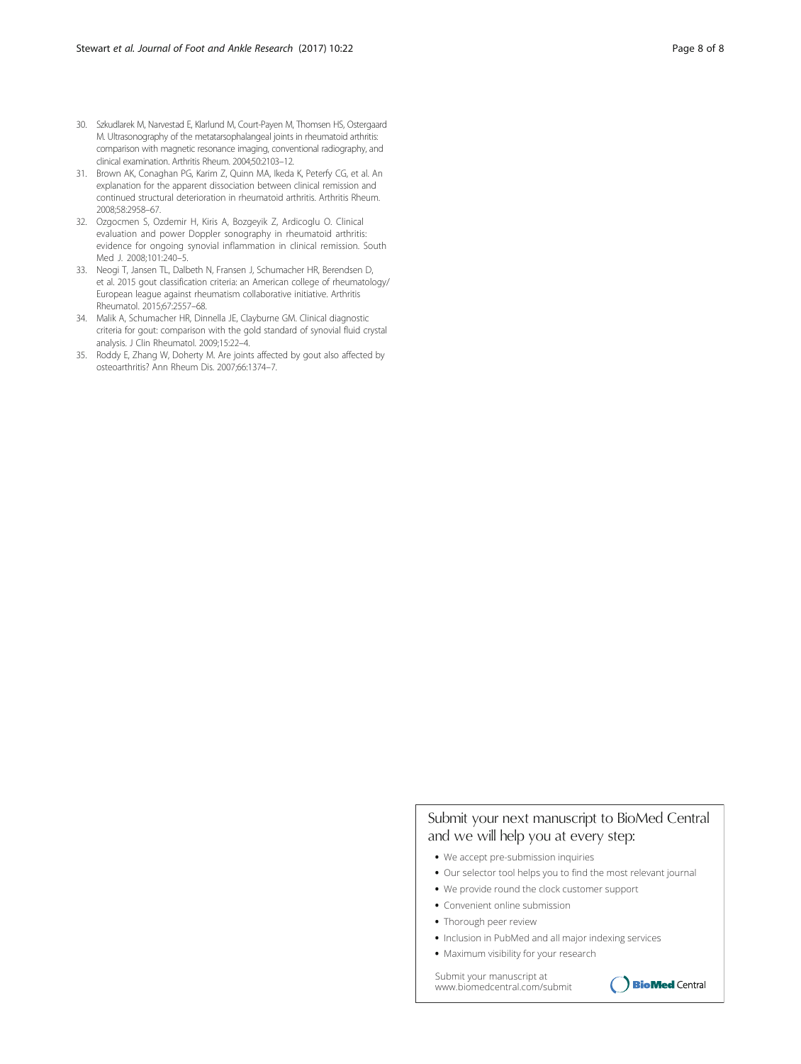30. Szkudlarek M, Narvestad E, Klarlund M, Court-Payen M, Thomsen HS, Ostergaard M. Ultrasonography of the metatarsophalangeal joints in rheumatoid arthritis: comparison with magnetic resonance imaging, conventional radiography, and clinical examination. Arthritis Rheum. 2004;50:2103–12.
31. Brown AK, Conaghan PG, Karim Z, Quinn MA, Ikeda K, Peterfy CG, et al. An explanation for the apparent dissociation between clinical remission and continued structural deterioration in rheumatoid arthritis. Arthritis Rheum. 2008;58:2958–67.
32. Ozgocmen S, Ozdemir H, Kiris A, Bozgeyik Z, Ardicoglu O. Clinical evaluation and power Doppler sonography in rheumatoid arthritis: evidence for ongoing synovial inflammation in clinical remission. South Med J. 2008;101:240–5.
33. Neogi T, Jansen TL, Dalbeth N, Fransen J, Schumacher HR, Berendsen D, et al. 2015 gout classification criteria: an American college of rheumatology/ European league against rheumatism collaborative initiative. Arthritis Rheumatol. 2015;67:2557–68.
34. Malik A, Schumacher HR, Dinnella JE, Clayburne GM. Clinical diagnostic criteria for gout: comparison with the gold standard of synovial fluid crystal analysis. J Clin Rheumatol. 2009;15:22–4.
35. Roddy E, Zhang W, Doherty M. Are joints affected by gout also affected by osteoarthritis? Ann Rheum Dis. 2007;66:1374–7.

Submit your next manuscript to BioMed Central and we will help you at every step:

- We accept pre-submission inquiries
- Our selector tool helps you to find the most relevant journal
- We provide round the clock customer support
- Convenient online submission
- Thorough peer review
- Inclusion in PubMed and all major indexing services
- Maximum visibility for your research

Submit your manuscript at www.biomedcentral.com/submit

BioMed Central